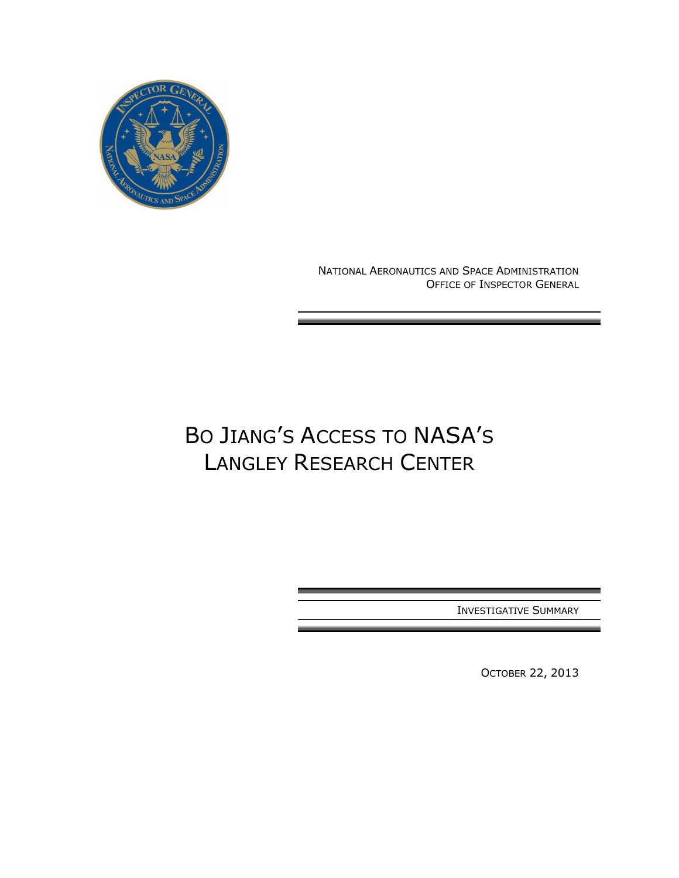NATIONAL AERONAUTICS AND SPACE ADMINISTRATION
OFFICE OF INSPECTOR GENERAL

# BO JIANG'S ACCESS TO NASA'S LANGLEY RESEARCH CENTER

INVESTIGATIVE SUMMARY

OCTOBER 22, 2013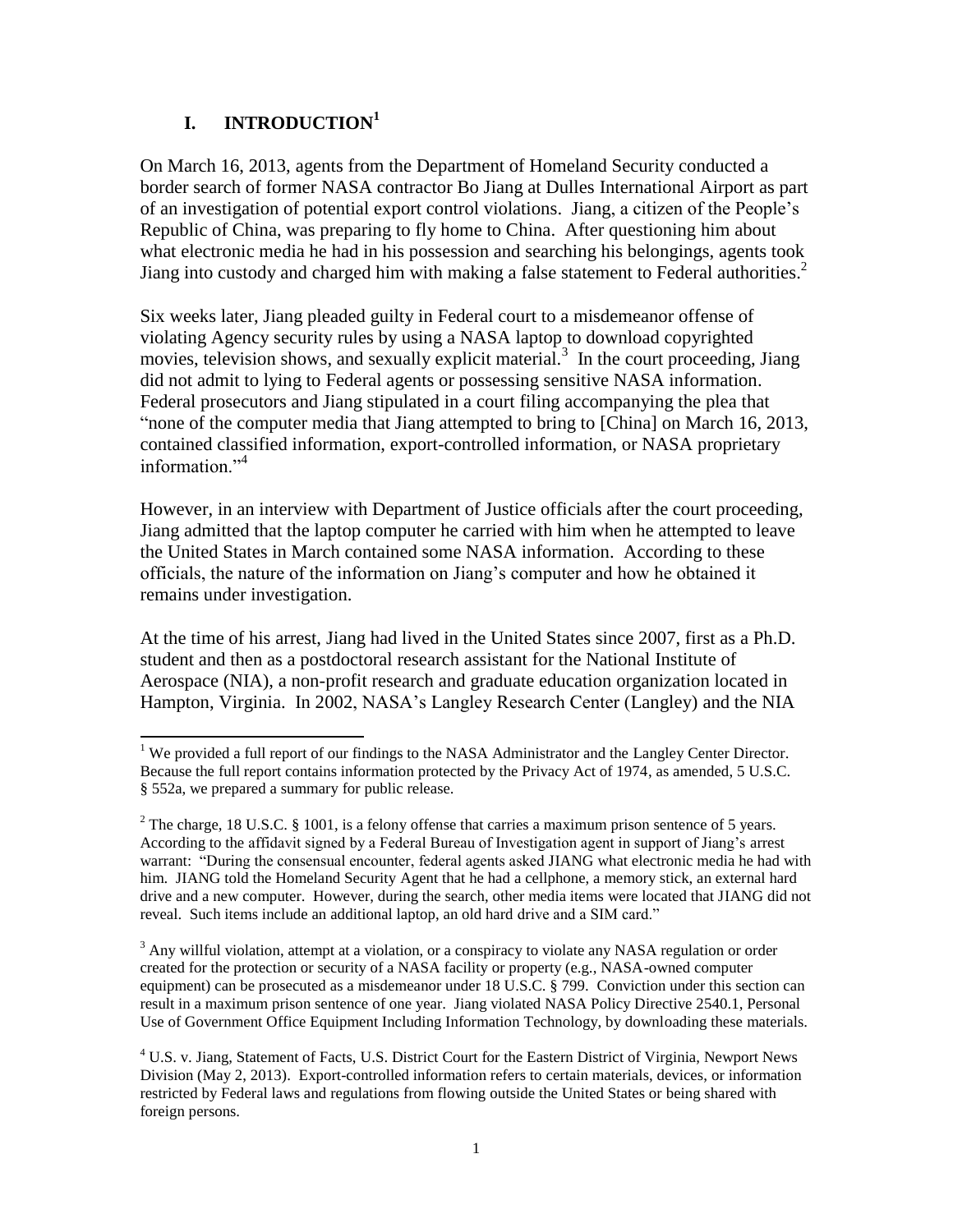## I. INTRODUCTION[1]

On March 16, 2013, agents from the Department of Homeland Security conducted a border search of former NASA contractor Bo Jiang at Dulles International Airport as part of an investigation of potential export control violations. Jiang, a citizen of the People's Republic of China, was preparing to fly home to China. After questioning him about what electronic media he had in his possession and searching his belongings, agents took Jiang into custody and charged him with making a false statement to Federal authorities.[2]

Six weeks later, Jiang pleaded guilty in Federal court to a misdemeanor offense of violating Agency security rules by using a NASA laptop to download copyrighted movies, television shows, and sexually explicit material.[3] In the court proceeding, Jiang did not admit to lying to Federal agents or possessing sensitive NASA information. Federal prosecutors and Jiang stipulated in a court filing accompanying the plea that "none of the computer media that Jiang attempted to bring to [China] on March 16, 2013, contained classified information, export-controlled information, or NASA proprietary information."[4]

However, in an interview with Department of Justice officials after the court proceeding, Jiang admitted that the laptop computer he carried with him when he attempted to leave the United States in March contained some NASA information. According to these officials, the nature of the information on Jiang's computer and how he obtained it remains under investigation.

At the time of his arrest, Jiang had lived in the United States since 2007, first as a Ph.D. student and then as a postdoctoral research assistant for the National Institute of Aerospace (NIA), a non-profit research and graduate education organization located in Hampton, Virginia. In 2002, NASA's Langley Research Center (Langley) and the NIA

---

[1] We provided a full report of our findings to the NASA Administrator and the Langley Center Director. Because the full report contains information protected by the Privacy Act of 1974, as amended, 5 U.S.C. § 552a, we prepared a summary for public release.

[2] The charge, 18 U.S.C. § 1001, is a felony offense that carries a maximum prison sentence of 5 years. According to the affidavit signed by a Federal Bureau of Investigation agent in support of Jiang's arrest warrant: "During the consensual encounter, federal agents asked JIANG what electronic media he had with him. JIANG told the Homeland Security Agent that he had a cellphone, a memory stick, an external hard drive and a new computer. However, during the search, other media items were located that JIANG did not reveal. Such items include an additional laptop, an old hard drive and a SIM card."

[3] Any willful violation, attempt at a violation, or a conspiracy to violate any NASA regulation or order created for the protection or security of a NASA facility or property (e.g., NASA-owned computer equipment) can be prosecuted as a misdemeanor under 18 U.S.C. § 799. Conviction under this section can result in a maximum prison sentence of one year. Jiang violated NASA Policy Directive 2540.1, Personal Use of Government Office Equipment Including Information Technology, by downloading these materials.

[4] U.S. v. Jiang, Statement of Facts, U.S. District Court for the Eastern District of Virginia, Newport News Division (May 2, 2013). Export-controlled information refers to certain materials, devices, or information restricted by Federal laws and regulations from flowing outside the United States or being shared with foreign persons.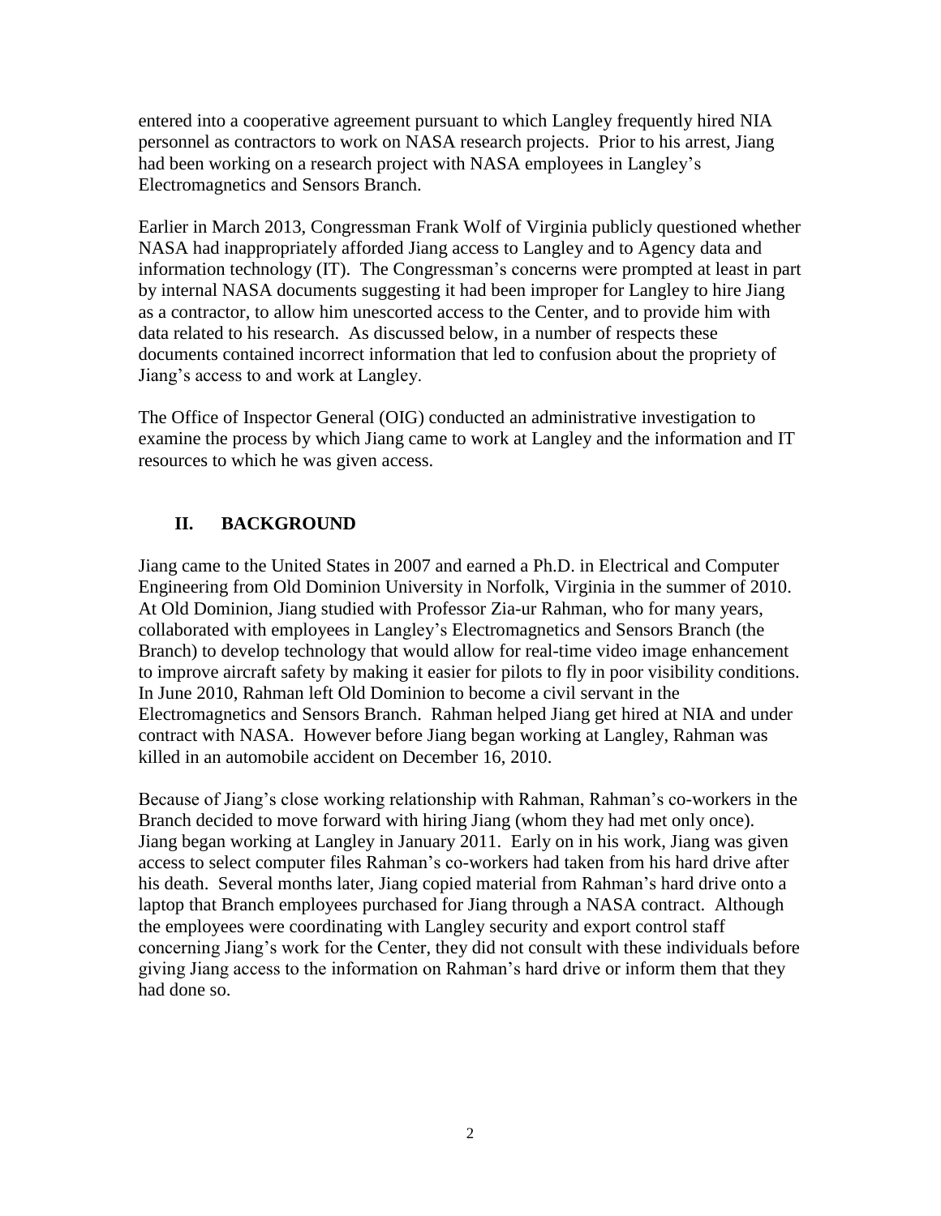entered into a cooperative agreement pursuant to which Langley frequently hired NIA personnel as contractors to work on NASA research projects. Prior to his arrest, Jiang had been working on a research project with NASA employees in Langley's Electromagnetics and Sensors Branch.

Earlier in March 2013, Congressman Frank Wolf of Virginia publicly questioned whether NASA had inappropriately afforded Jiang access to Langley and to Agency data and information technology (IT). The Congressman's concerns were prompted at least in part by internal NASA documents suggesting it had been improper for Langley to hire Jiang as a contractor, to allow him unescorted access to the Center, and to provide him with data related to his research. As discussed below, in a number of respects these documents contained incorrect information that led to confusion about the propriety of Jiang's access to and work at Langley.

The Office of Inspector General (OIG) conducted an administrative investigation to examine the process by which Jiang came to work at Langley and the information and IT resources to which he was given access.

## II. BACKGROUND

Jiang came to the United States in 2007 and earned a Ph.D. in Electrical and Computer Engineering from Old Dominion University in Norfolk, Virginia in the summer of 2010. At Old Dominion, Jiang studied with Professor Zia-ur Rahman, who for many years, collaborated with employees in Langley's Electromagnetics and Sensors Branch (the Branch) to develop technology that would allow for real-time video image enhancement to improve aircraft safety by making it easier for pilots to fly in poor visibility conditions. In June 2010, Rahman left Old Dominion to become a civil servant in the Electromagnetics and Sensors Branch. Rahman helped Jiang get hired at NIA and under contract with NASA. However before Jiang began working at Langley, Rahman was killed in an automobile accident on December 16, 2010.

Because of Jiang's close working relationship with Rahman, Rahman's co-workers in the Branch decided to move forward with hiring Jiang (whom they had met only once). Jiang began working at Langley in January 2011. Early on in his work, Jiang was given access to select computer files Rahman's co-workers had taken from his hard drive after his death. Several months later, Jiang copied material from Rahman's hard drive onto a laptop that Branch employees purchased for Jiang through a NASA contract. Although the employees were coordinating with Langley security and export control staff concerning Jiang's work for the Center, they did not consult with these individuals before giving Jiang access to the information on Rahman's hard drive or inform them that they had done so.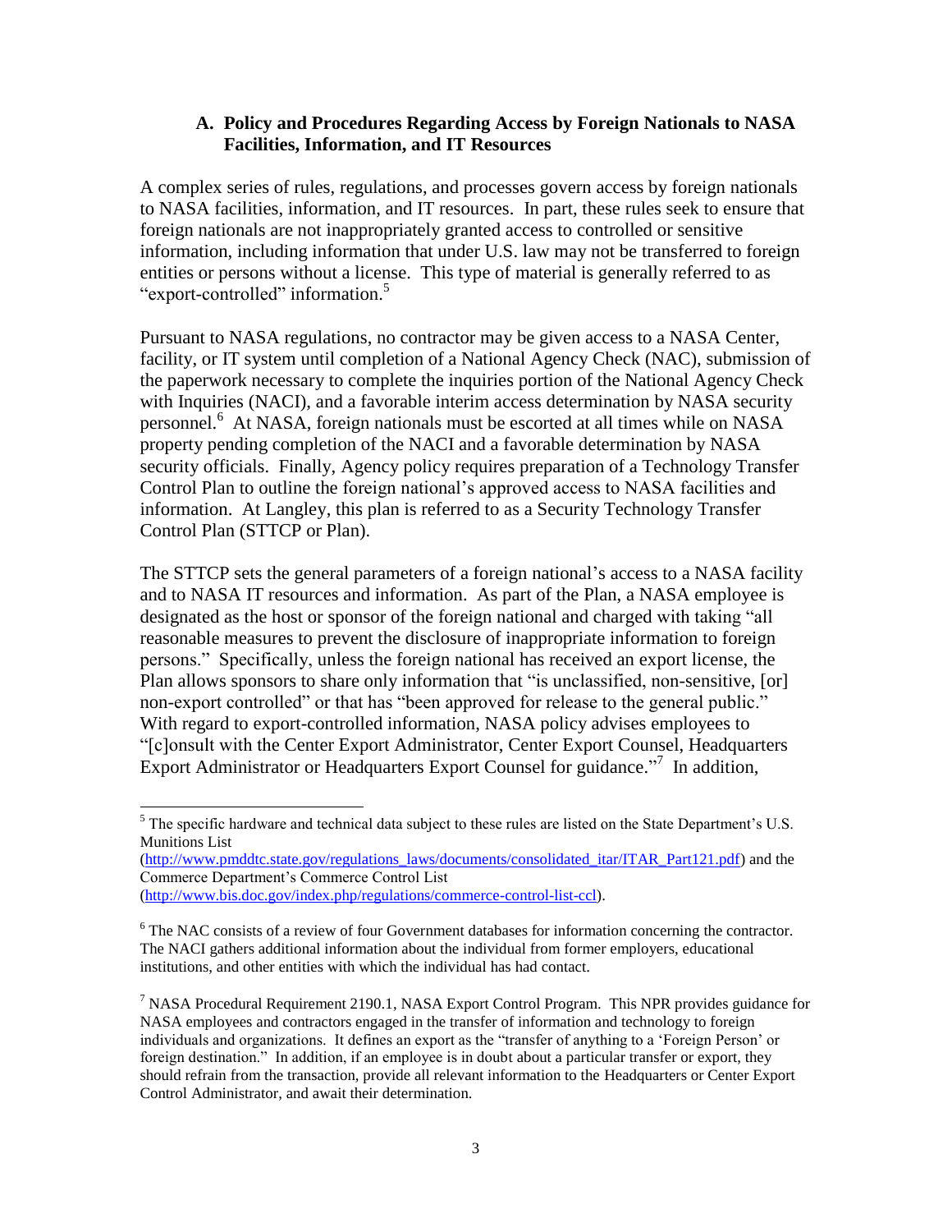### A. Policy and Procedures Regarding Access by Foreign Nationals to NASA Facilities, Information, and IT Resources

A complex series of rules, regulations, and processes govern access by foreign nationals to NASA facilities, information, and IT resources. In part, these rules seek to ensure that foreign nationals are not inappropriately granted access to controlled or sensitive information, including information that under U.S. law may not be transferred to foreign entities or persons without a license. This type of material is generally referred to as "export-controlled" information.[5]

Pursuant to NASA regulations, no contractor may be given access to a NASA Center, facility, or IT system until completion of a National Agency Check (NAC), submission of the paperwork necessary to complete the inquiries portion of the National Agency Check with Inquiries (NACI), and a favorable interim access determination by NASA security personnel.[6] At NASA, foreign nationals must be escorted at all times while on NASA property pending completion of the NACI and a favorable determination by NASA security officials. Finally, Agency policy requires preparation of a Technology Transfer Control Plan to outline the foreign national's approved access to NASA facilities and information. At Langley, this plan is referred to as a Security Technology Transfer Control Plan (STTCP or Plan).

The STTCP sets the general parameters of a foreign national's access to a NASA facility and to NASA IT resources and information. As part of the Plan, a NASA employee is designated as the host or sponsor of the foreign national and charged with taking "all reasonable measures to prevent the disclosure of inappropriate information to foreign persons." Specifically, unless the foreign national has received an export license, the Plan allows sponsors to share only information that "is unclassified, non-sensitive, [or] non-export controlled" or that has "been approved for release to the general public." With regard to export-controlled information, NASA policy advises employees to "[c]onsult with the Center Export Administrator, Center Export Counsel, Headquarters Export Administrator or Headquarters Export Counsel for guidance."[7] In addition,

---

[5] The specific hardware and technical data subject to these rules are listed on the State Department's U.S. Munitions List (http://www.pmddtc.state.gov/regulations_laws/documents/consolidated_itar/ITAR_Part121.pdf) and the Commerce Department's Commerce Control List (http://www.bis.doc.gov/index.php/regulations/commerce-control-list-ccl).

[6] The NAC consists of a review of four Government databases for information concerning the contractor. The NACI gathers additional information about the individual from former employers, educational institutions, and other entities with which the individual has had contact.

[7] NASA Procedural Requirement 2190.1, NASA Export Control Program. This NPR provides guidance for NASA employees and contractors engaged in the transfer of information and technology to foreign individuals and organizations. It defines an export as the "transfer of anything to a 'Foreign Person' or foreign destination." In addition, if an employee is in doubt about a particular transfer or export, they should refrain from the transaction, provide all relevant information to the Headquarters or Center Export Control Administrator, and await their determination.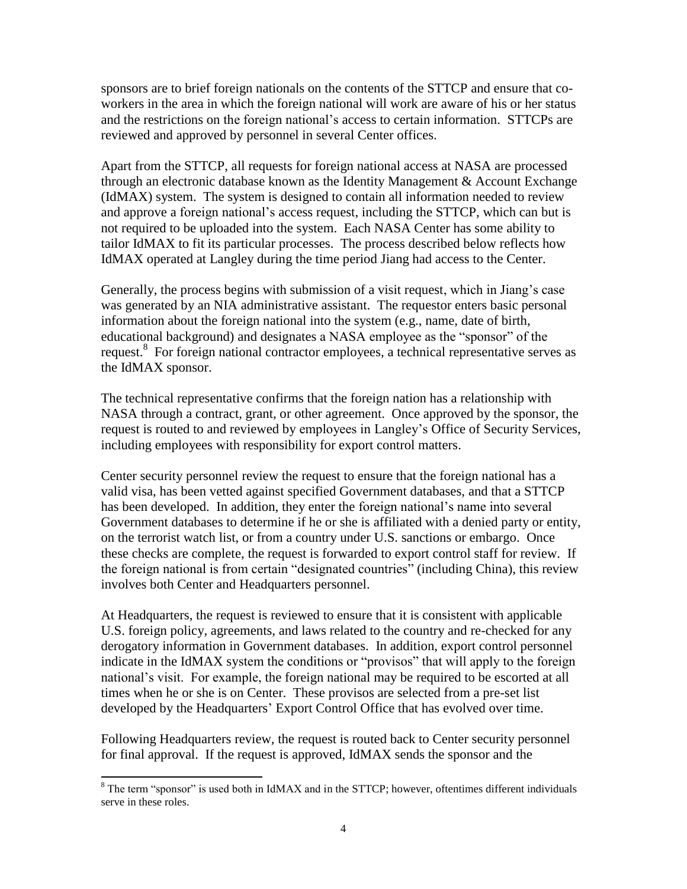sponsors are to brief foreign nationals on the contents of the STTCP and ensure that co-workers in the area in which the foreign national will work are aware of his or her status and the restrictions on the foreign national's access to certain information. STTCPs are reviewed and approved by personnel in several Center offices.

Apart from the STTCP, all requests for foreign national access at NASA are processed through an electronic database known as the Identity Management & Account Exchange (IdMAX) system. The system is designed to contain all information needed to review and approve a foreign national's access request, including the STTCP, which can but is not required to be uploaded into the system. Each NASA Center has some ability to tailor IdMAX to fit its particular processes. The process described below reflects how IdMAX operated at Langley during the time period Jiang had access to the Center.

Generally, the process begins with submission of a visit request, which in Jiang's case was generated by an NIA administrative assistant. The requestor enters basic personal information about the foreign national into the system (e.g., name, date of birth, educational background) and designates a NASA employee as the "sponsor" of the request.[8] For foreign national contractor employees, a technical representative serves as the IdMAX sponsor.

The technical representative confirms that the foreign nation has a relationship with NASA through a contract, grant, or other agreement. Once approved by the sponsor, the request is routed to and reviewed by employees in Langley's Office of Security Services, including employees with responsibility for export control matters.

Center security personnel review the request to ensure that the foreign national has a valid visa, has been vetted against specified Government databases, and that a STTCP has been developed. In addition, they enter the foreign national's name into several Government databases to determine if he or she is affiliated with a denied party or entity, on the terrorist watch list, or from a country under U.S. sanctions or embargo. Once these checks are complete, the request is forwarded to export control staff for review. If the foreign national is from certain "designated countries" (including China), this review involves both Center and Headquarters personnel.

At Headquarters, the request is reviewed to ensure that it is consistent with applicable U.S. foreign policy, agreements, and laws related to the country and re-checked for any derogatory information in Government databases. In addition, export control personnel indicate in the IdMAX system the conditions or "provisos" that will apply to the foreign national's visit. For example, the foreign national may be required to be escorted at all times when he or she is on Center. These provisos are selected from a pre-set list developed by the Headquarters' Export Control Office that has evolved over time.

Following Headquarters review, the request is routed back to Center security personnel for final approval. If the request is approved, IdMAX sends the sponsor and the

---

[8] The term "sponsor" is used both in IdMAX and in the STTCP; however, oftentimes different individuals serve in these roles.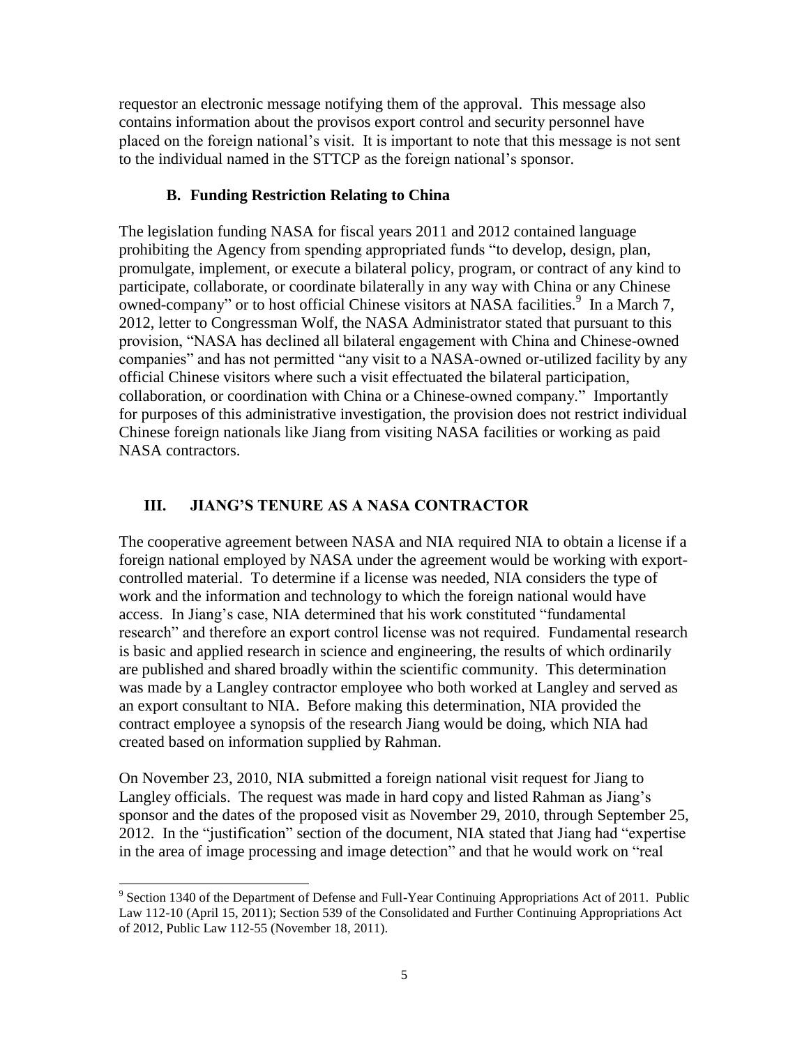requestor an electronic message notifying them of the approval. This message also contains information about the provisos export control and security personnel have placed on the foreign national's visit. It is important to note that this message is not sent to the individual named in the STTCP as the foreign national's sponsor.

### B. Funding Restriction Relating to China

The legislation funding NASA for fiscal years 2011 and 2012 contained language prohibiting the Agency from spending appropriated funds "to develop, design, plan, promulgate, implement, or execute a bilateral policy, program, or contract of any kind to participate, collaborate, or coordinate bilaterally in any way with China or any Chinese owned-company" or to host official Chinese visitors at NASA facilities.[9] In a March 7, 2012, letter to Congressman Wolf, the NASA Administrator stated that pursuant to this provision, "NASA has declined all bilateral engagement with China and Chinese-owned companies" and has not permitted "any visit to a NASA-owned or-utilized facility by any official Chinese visitors where such a visit effectuated the bilateral participation, collaboration, or coordination with China or a Chinese-owned company." Importantly for purposes of this administrative investigation, the provision does not restrict individual Chinese foreign nationals like Jiang from visiting NASA facilities or working as paid NASA contractors.

## III. JIANG'S TENURE AS A NASA CONTRACTOR

The cooperative agreement between NASA and NIA required NIA to obtain a license if a foreign national employed by NASA under the agreement would be working with export-controlled material. To determine if a license was needed, NIA considers the type of work and the information and technology to which the foreign national would have access. In Jiang's case, NIA determined that his work constituted "fundamental research" and therefore an export control license was not required. Fundamental research is basic and applied research in science and engineering, the results of which ordinarily are published and shared broadly within the scientific community. This determination was made by a Langley contractor employee who both worked at Langley and served as an export consultant to NIA. Before making this determination, NIA provided the contract employee a synopsis of the research Jiang would be doing, which NIA had created based on information supplied by Rahman.

On November 23, 2010, NIA submitted a foreign national visit request for Jiang to Langley officials. The request was made in hard copy and listed Rahman as Jiang's sponsor and the dates of the proposed visit as November 29, 2010, through September 25, 2012. In the "justification" section of the document, NIA stated that Jiang had "expertise in the area of image processing and image detection" and that he would work on "real

[9] Section 1340 of the Department of Defense and Full-Year Continuing Appropriations Act of 2011. Public Law 112-10 (April 15, 2011); Section 539 of the Consolidated and Further Continuing Appropriations Act of 2012, Public Law 112-55 (November 18, 2011).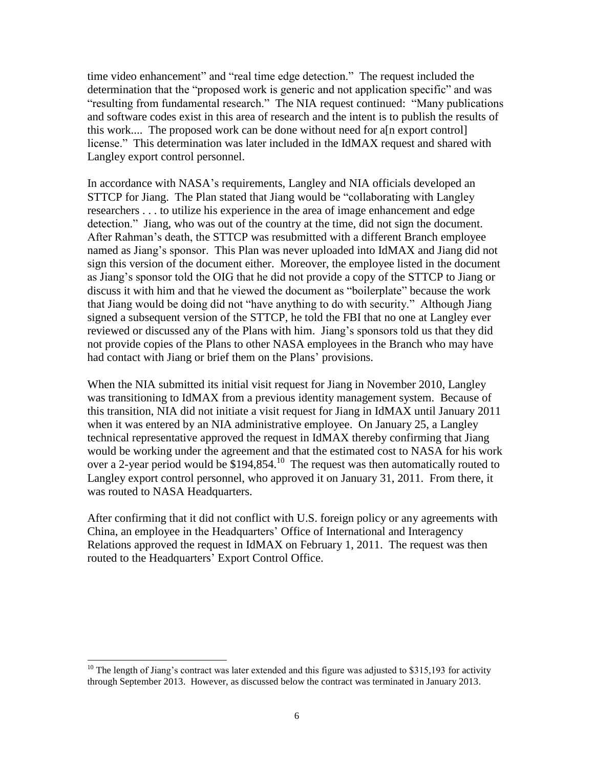time video enhancement" and "real time edge detection." The request included the determination that the "proposed work is generic and not application specific" and was "resulting from fundamental research." The NIA request continued: "Many publications and software codes exist in this area of research and the intent is to publish the results of this work.... The proposed work can be done without need for a[n export control] license." This determination was later included in the IdMAX request and shared with Langley export control personnel.

In accordance with NASA's requirements, Langley and NIA officials developed an STTCP for Jiang. The Plan stated that Jiang would be "collaborating with Langley researchers . . . to utilize his experience in the area of image enhancement and edge detection." Jiang, who was out of the country at the time, did not sign the document. After Rahman's death, the STTCP was resubmitted with a different Branch employee named as Jiang's sponsor. This Plan was never uploaded into IdMAX and Jiang did not sign this version of the document either. Moreover, the employee listed in the document as Jiang's sponsor told the OIG that he did not provide a copy of the STTCP to Jiang or discuss it with him and that he viewed the document as "boilerplate" because the work that Jiang would be doing did not "have anything to do with security." Although Jiang signed a subsequent version of the STTCP, he told the FBI that no one at Langley ever reviewed or discussed any of the Plans with him. Jiang's sponsors told us that they did not provide copies of the Plans to other NASA employees in the Branch who may have had contact with Jiang or brief them on the Plans' provisions.

When the NIA submitted its initial visit request for Jiang in November 2010, Langley was transitioning to IdMAX from a previous identity management system. Because of this transition, NIA did not initiate a visit request for Jiang in IdMAX until January 2011 when it was entered by an NIA administrative employee. On January 25, a Langley technical representative approved the request in IdMAX thereby confirming that Jiang would be working under the agreement and that the estimated cost to NASA for his work over a 2-year period would be $194,854.[10] The request was then automatically routed to Langley export control personnel, who approved it on January 31, 2011. From there, it was routed to NASA Headquarters.

After confirming that it did not conflict with U.S. foreign policy or any agreements with China, an employee in the Headquarters' Office of International and Interagency Relations approved the request in IdMAX on February 1, 2011. The request was then routed to the Headquarters' Export Control Office.

---

[10] The length of Jiang's contract was later extended and this figure was adjusted to $315,193 for activity through September 2013. However, as discussed below the contract was terminated in January 2013.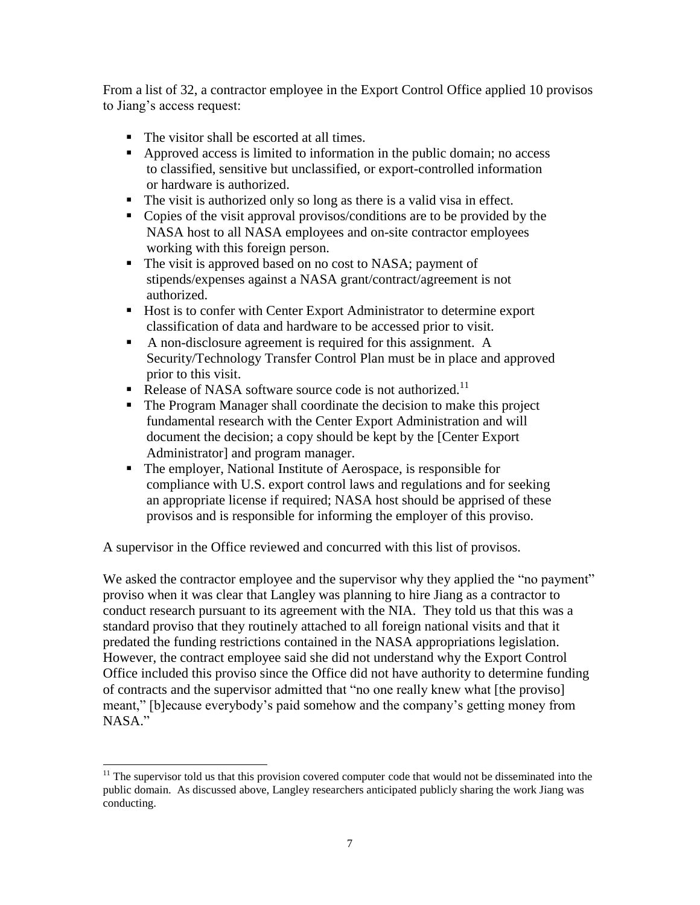From a list of 32, a contractor employee in the Export Control Office applied 10 provisos to Jiang's access request:

- The visitor shall be escorted at all times.
- Approved access is limited to information in the public domain; no access to classified, sensitive but unclassified, or export-controlled information or hardware is authorized.
- The visit is authorized only so long as there is a valid visa in effect.
- Copies of the visit approval provisos/conditions are to be provided by the NASA host to all NASA employees and on-site contractor employees working with this foreign person.
- The visit is approved based on no cost to NASA; payment of stipends/expenses against a NASA grant/contract/agreement is not authorized.
- Host is to confer with Center Export Administrator to determine export classification of data and hardware to be accessed prior to visit.
- A non-disclosure agreement is required for this assignment. A Security/Technology Transfer Control Plan must be in place and approved prior to this visit.
- Release of NASA software source code is not authorized.[11]
- The Program Manager shall coordinate the decision to make this project fundamental research with the Center Export Administration and will document the decision; a copy should be kept by the [Center Export Administrator] and program manager.
- The employer, National Institute of Aerospace, is responsible for compliance with U.S. export control laws and regulations and for seeking an appropriate license if required; NASA host should be apprised of these provisos and is responsible for informing the employer of this proviso.

A supervisor in the Office reviewed and concurred with this list of provisos.

We asked the contractor employee and the supervisor why they applied the "no payment" proviso when it was clear that Langley was planning to hire Jiang as a contractor to conduct research pursuant to its agreement with the NIA. They told us that this was a standard proviso that they routinely attached to all foreign national visits and that it predated the funding restrictions contained in the NASA appropriations legislation. However, the contract employee said she did not understand why the Export Control Office included this proviso since the Office did not have authority to determine funding of contracts and the supervisor admitted that "no one really knew what [the proviso] meant," [b]ecause everybody's paid somehow and the company's getting money from NASA."

[11] The supervisor told us that this provision covered computer code that would not be disseminated into the public domain. As discussed above, Langley researchers anticipated publicly sharing the work Jiang was conducting.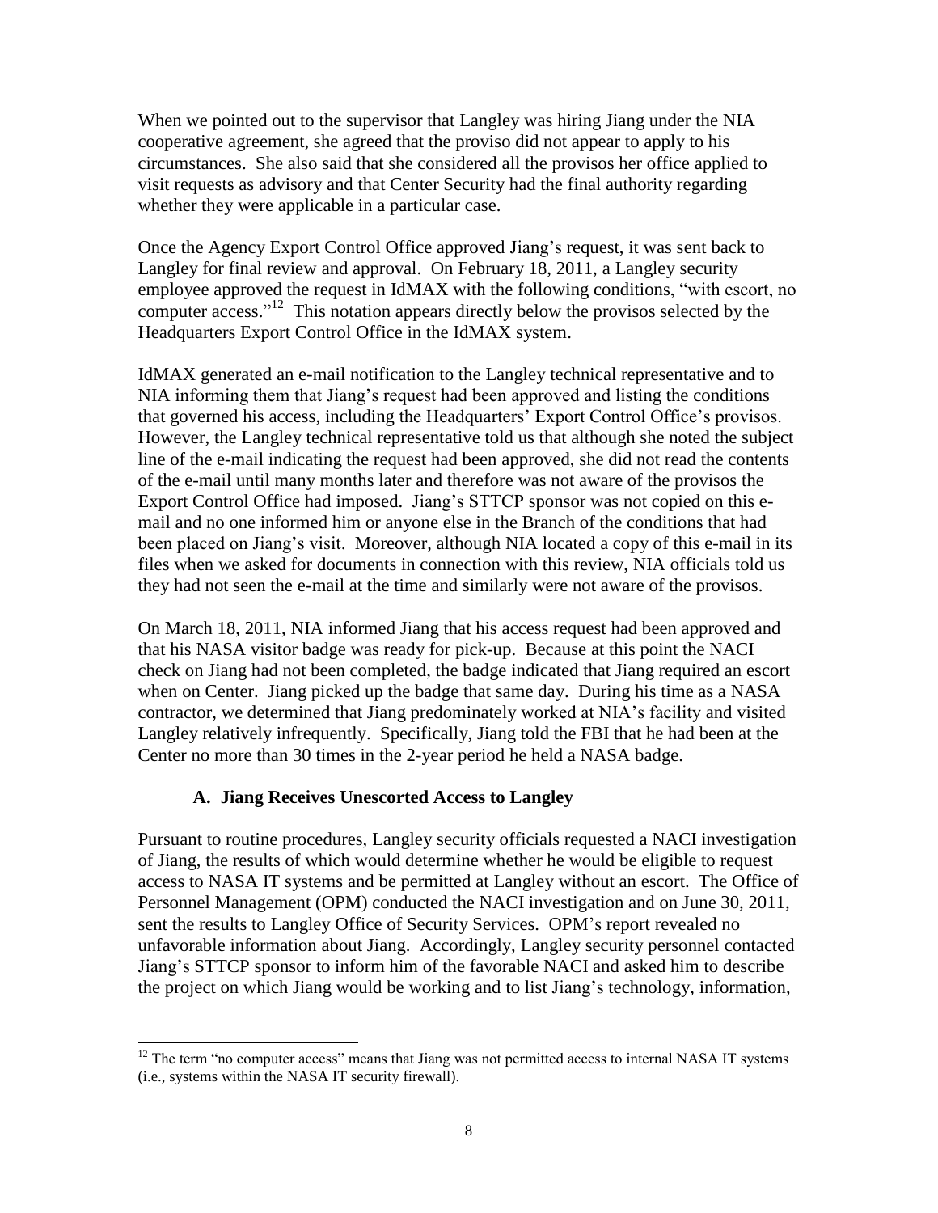When we pointed out to the supervisor that Langley was hiring Jiang under the NIA cooperative agreement, she agreed that the proviso did not appear to apply to his circumstances. She also said that she considered all the provisos her office applied to visit requests as advisory and that Center Security had the final authority regarding whether they were applicable in a particular case.

Once the Agency Export Control Office approved Jiang's request, it was sent back to Langley for final review and approval. On February 18, 2011, a Langley security employee approved the request in IdMAX with the following conditions, "with escort, no computer access."[12] This notation appears directly below the provisos selected by the Headquarters Export Control Office in the IdMAX system.

IdMAX generated an e-mail notification to the Langley technical representative and to NIA informing them that Jiang's request had been approved and listing the conditions that governed his access, including the Headquarters' Export Control Office's provisos. However, the Langley technical representative told us that although she noted the subject line of the e-mail indicating the request had been approved, she did not read the contents of the e-mail until many months later and therefore was not aware of the provisos the Export Control Office had imposed. Jiang's STTCP sponsor was not copied on this e-mail and no one informed him or anyone else in the Branch of the conditions that had been placed on Jiang's visit. Moreover, although NIA located a copy of this e-mail in its files when we asked for documents in connection with this review, NIA officials told us they had not seen the e-mail at the time and similarly were not aware of the provisos.

On March 18, 2011, NIA informed Jiang that his access request had been approved and that his NASA visitor badge was ready for pick-up. Because at this point the NACI check on Jiang had not been completed, the badge indicated that Jiang required an escort when on Center. Jiang picked up the badge that same day. During his time as a NASA contractor, we determined that Jiang predominately worked at NIA's facility and visited Langley relatively infrequently. Specifically, Jiang told the FBI that he had been at the Center no more than 30 times in the 2-year period he held a NASA badge.

### A. Jiang Receives Unescorted Access to Langley

Pursuant to routine procedures, Langley security officials requested a NACI investigation of Jiang, the results of which would determine whether he would be eligible to request access to NASA IT systems and be permitted at Langley without an escort. The Office of Personnel Management (OPM) conducted the NACI investigation and on June 30, 2011, sent the results to Langley Office of Security Services. OPM's report revealed no unfavorable information about Jiang. Accordingly, Langley security personnel contacted Jiang's STTCP sponsor to inform him of the favorable NACI and asked him to describe the project on which Jiang would be working and to list Jiang's technology, information,

---

[12] The term "no computer access" means that Jiang was not permitted access to internal NASA IT systems (i.e., systems within the NASA IT security firewall).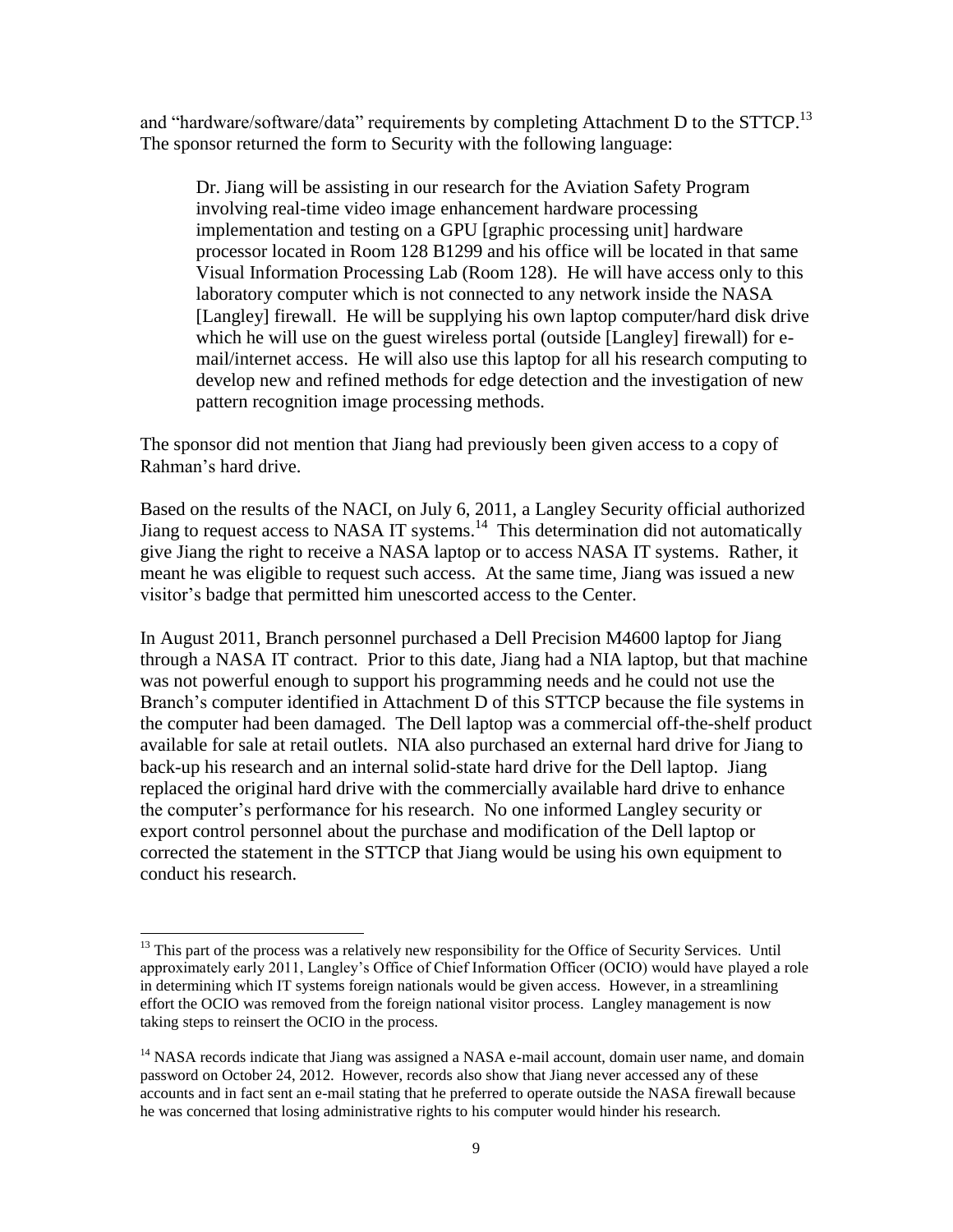and "hardware/software/data" requirements by completing Attachment D to the STTCP.[13] The sponsor returned the form to Security with the following language:

> Dr. Jiang will be assisting in our research for the Aviation Safety Program involving real-time video image enhancement hardware processing implementation and testing on a GPU [graphic processing unit] hardware processor located in Room 128 B1299 and his office will be located in that same Visual Information Processing Lab (Room 128). He will have access only to this laboratory computer which is not connected to any network inside the NASA [Langley] firewall. He will be supplying his own laptop computer/hard disk drive which he will use on the guest wireless portal (outside [Langley] firewall) for e-mail/internet access. He will also use this laptop for all his research computing to develop new and refined methods for edge detection and the investigation of new pattern recognition image processing methods.

The sponsor did not mention that Jiang had previously been given access to a copy of Rahman's hard drive.

Based on the results of the NACI, on July 6, 2011, a Langley Security official authorized Jiang to request access to NASA IT systems.[14] This determination did not automatically give Jiang the right to receive a NASA laptop or to access NASA IT systems. Rather, it meant he was eligible to request such access. At the same time, Jiang was issued a new visitor's badge that permitted him unescorted access to the Center.

In August 2011, Branch personnel purchased a Dell Precision M4600 laptop for Jiang through a NASA IT contract. Prior to this date, Jiang had a NIA laptop, but that machine was not powerful enough to support his programming needs and he could not use the Branch's computer identified in Attachment D of this STTCP because the file systems in the computer had been damaged. The Dell laptop was a commercial off-the-shelf product available for sale at retail outlets. NIA also purchased an external hard drive for Jiang to back-up his research and an internal solid-state hard drive for the Dell laptop. Jiang replaced the original hard drive with the commercially available hard drive to enhance the computer's performance for his research. No one informed Langley security or export control personnel about the purchase and modification of the Dell laptop or corrected the statement in the STTCP that Jiang would be using his own equipment to conduct his research.

---

[13] This part of the process was a relatively new responsibility for the Office of Security Services. Until approximately early 2011, Langley's Office of Chief Information Officer (OCIO) would have played a role in determining which IT systems foreign nationals would be given access. However, in a streamlining effort the OCIO was removed from the foreign national visitor process. Langley management is now taking steps to reinsert the OCIO in the process.

[14] NASA records indicate that Jiang was assigned a NASA e-mail account, domain user name, and domain password on October 24, 2012. However, records also show that Jiang never accessed any of these accounts and in fact sent an e-mail stating that he preferred to operate outside the NASA firewall because he was concerned that losing administrative rights to his computer would hinder his research.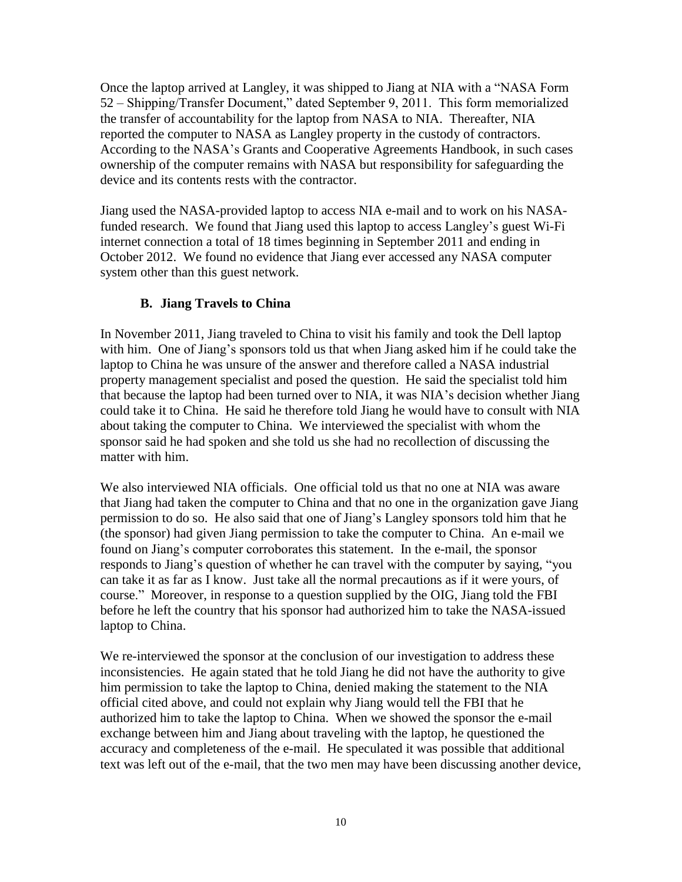Once the laptop arrived at Langley, it was shipped to Jiang at NIA with a "NASA Form 52 – Shipping/Transfer Document," dated September 9, 2011. This form memorialized the transfer of accountability for the laptop from NASA to NIA. Thereafter, NIA reported the computer to NASA as Langley property in the custody of contractors. According to the NASA's Grants and Cooperative Agreements Handbook, in such cases ownership of the computer remains with NASA but responsibility for safeguarding the device and its contents rests with the contractor.

Jiang used the NASA-provided laptop to access NIA e-mail and to work on his NASA-funded research. We found that Jiang used this laptop to access Langley's guest Wi-Fi internet connection a total of 18 times beginning in September 2011 and ending in October 2012. We found no evidence that Jiang ever accessed any NASA computer system other than this guest network.

### B. Jiang Travels to China

In November 2011, Jiang traveled to China to visit his family and took the Dell laptop with him. One of Jiang's sponsors told us that when Jiang asked him if he could take the laptop to China he was unsure of the answer and therefore called a NASA industrial property management specialist and posed the question. He said the specialist told him that because the laptop had been turned over to NIA, it was NIA's decision whether Jiang could take it to China. He said he therefore told Jiang he would have to consult with NIA about taking the computer to China. We interviewed the specialist with whom the sponsor said he had spoken and she told us she had no recollection of discussing the matter with him.

We also interviewed NIA officials. One official told us that no one at NIA was aware that Jiang had taken the computer to China and that no one in the organization gave Jiang permission to do so. He also said that one of Jiang's Langley sponsors told him that he (the sponsor) had given Jiang permission to take the computer to China. An e-mail we found on Jiang's computer corroborates this statement. In the e-mail, the sponsor responds to Jiang's question of whether he can travel with the computer by saying, "you can take it as far as I know. Just take all the normal precautions as if it were yours, of course." Moreover, in response to a question supplied by the OIG, Jiang told the FBI before he left the country that his sponsor had authorized him to take the NASA-issued laptop to China.

We re-interviewed the sponsor at the conclusion of our investigation to address these inconsistencies. He again stated that he told Jiang he did not have the authority to give him permission to take the laptop to China, denied making the statement to the NIA official cited above, and could not explain why Jiang would tell the FBI that he authorized him to take the laptop to China. When we showed the sponsor the e-mail exchange between him and Jiang about traveling with the laptop, he questioned the accuracy and completeness of the e-mail. He speculated it was possible that additional text was left out of the e-mail, that the two men may have been discussing another device,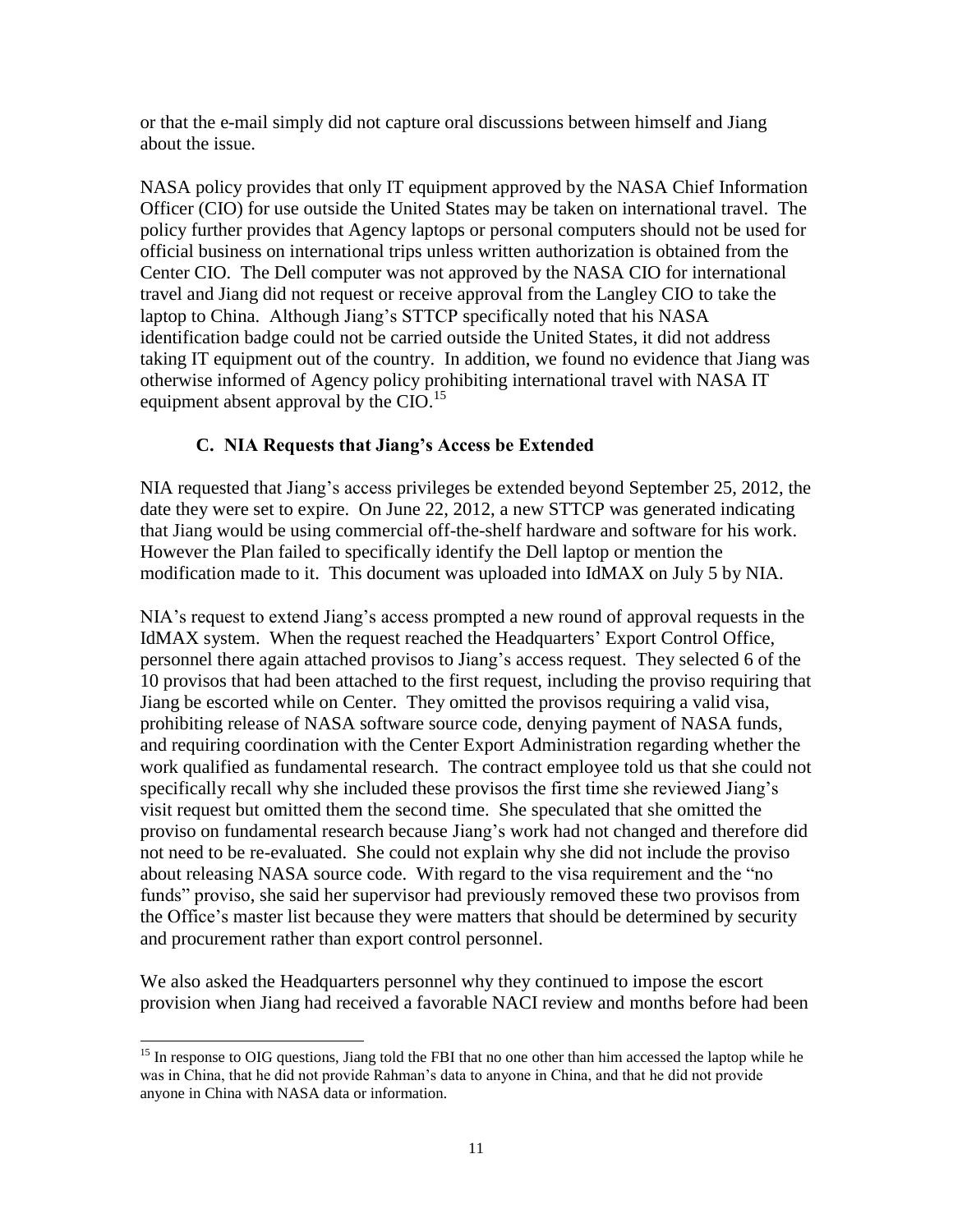or that the e-mail simply did not capture oral discussions between himself and Jiang about the issue.

NASA policy provides that only IT equipment approved by the NASA Chief Information Officer (CIO) for use outside the United States may be taken on international travel. The policy further provides that Agency laptops or personal computers should not be used for official business on international trips unless written authorization is obtained from the Center CIO. The Dell computer was not approved by the NASA CIO for international travel and Jiang did not request or receive approval from the Langley CIO to take the laptop to China. Although Jiang's STTCP specifically noted that his NASA identification badge could not be carried outside the United States, it did not address taking IT equipment out of the country. In addition, we found no evidence that Jiang was otherwise informed of Agency policy prohibiting international travel with NASA IT equipment absent approval by the CIO.[15]

### C. NIA Requests that Jiang's Access be Extended

NIA requested that Jiang's access privileges be extended beyond September 25, 2012, the date they were set to expire. On June 22, 2012, a new STTCP was generated indicating that Jiang would be using commercial off-the-shelf hardware and software for his work. However the Plan failed to specifically identify the Dell laptop or mention the modification made to it. This document was uploaded into IdMAX on July 5 by NIA.

NIA's request to extend Jiang's access prompted a new round of approval requests in the IdMAX system. When the request reached the Headquarters' Export Control Office, personnel there again attached provisos to Jiang's access request. They selected 6 of the 10 provisos that had been attached to the first request, including the proviso requiring that Jiang be escorted while on Center. They omitted the provisos requiring a valid visa, prohibiting release of NASA software source code, denying payment of NASA funds, and requiring coordination with the Center Export Administration regarding whether the work qualified as fundamental research. The contract employee told us that she could not specifically recall why she included these provisos the first time she reviewed Jiang's visit request but omitted them the second time. She speculated that she omitted the proviso on fundamental research because Jiang's work had not changed and therefore did not need to be re-evaluated. She could not explain why she did not include the proviso about releasing NASA source code. With regard to the visa requirement and the "no funds" proviso, she said her supervisor had previously removed these two provisos from the Office's master list because they were matters that should be determined by security and procurement rather than export control personnel.

We also asked the Headquarters personnel why they continued to impose the escort provision when Jiang had received a favorable NACI review and months before had been

[15] In response to OIG questions, Jiang told the FBI that no one other than him accessed the laptop while he was in China, that he did not provide Rahman's data to anyone in China, and that he did not provide anyone in China with NASA data or information.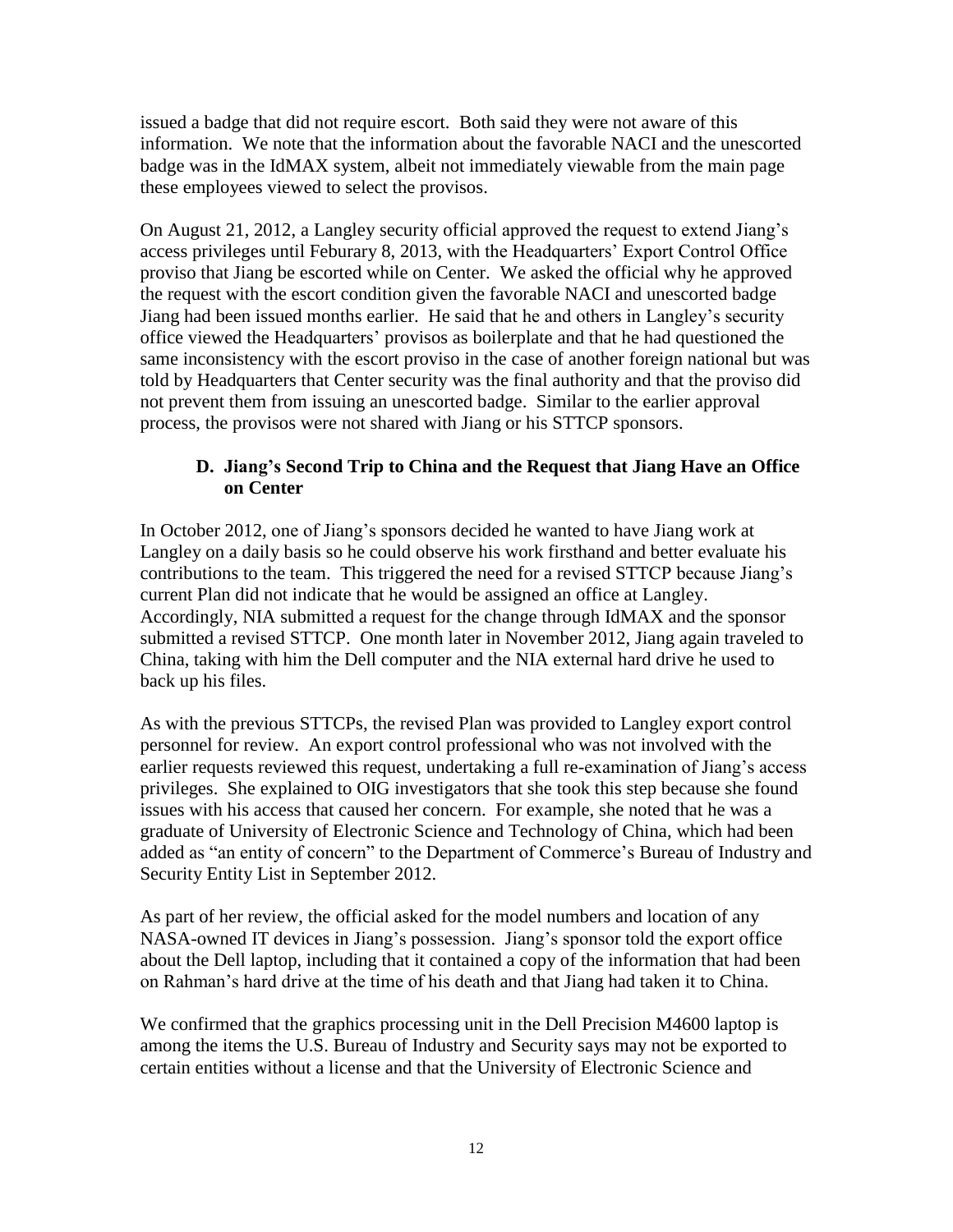issued a badge that did not require escort. Both said they were not aware of this information. We note that the information about the favorable NACI and the unescorted badge was in the IdMAX system, albeit not immediately viewable from the main page these employees viewed to select the provisos.

On August 21, 2012, a Langley security official approved the request to extend Jiang's access privileges until Feburary 8, 2013, with the Headquarters' Export Control Office proviso that Jiang be escorted while on Center. We asked the official why he approved the request with the escort condition given the favorable NACI and unescorted badge Jiang had been issued months earlier. He said that he and others in Langley's security office viewed the Headquarters' provisos as boilerplate and that he had questioned the same inconsistency with the escort proviso in the case of another foreign national but was told by Headquarters that Center security was the final authority and that the proviso did not prevent them from issuing an unescorted badge. Similar to the earlier approval process, the provisos were not shared with Jiang or his STTCP sponsors.

### D. Jiang's Second Trip to China and the Request that Jiang Have an Office on Center

In October 2012, one of Jiang's sponsors decided he wanted to have Jiang work at Langley on a daily basis so he could observe his work firsthand and better evaluate his contributions to the team. This triggered the need for a revised STTCP because Jiang's current Plan did not indicate that he would be assigned an office at Langley. Accordingly, NIA submitted a request for the change through IdMAX and the sponsor submitted a revised STTCP. One month later in November 2012, Jiang again traveled to China, taking with him the Dell computer and the NIA external hard drive he used to back up his files.

As with the previous STTCPs, the revised Plan was provided to Langley export control personnel for review. An export control professional who was not involved with the earlier requests reviewed this request, undertaking a full re-examination of Jiang's access privileges. She explained to OIG investigators that she took this step because she found issues with his access that caused her concern. For example, she noted that he was a graduate of University of Electronic Science and Technology of China, which had been added as "an entity of concern" to the Department of Commerce's Bureau of Industry and Security Entity List in September 2012.

As part of her review, the official asked for the model numbers and location of any NASA-owned IT devices in Jiang's possession. Jiang's sponsor told the export office about the Dell laptop, including that it contained a copy of the information that had been on Rahman's hard drive at the time of his death and that Jiang had taken it to China.

We confirmed that the graphics processing unit in the Dell Precision M4600 laptop is among the items the U.S. Bureau of Industry and Security says may not be exported to certain entities without a license and that the University of Electronic Science and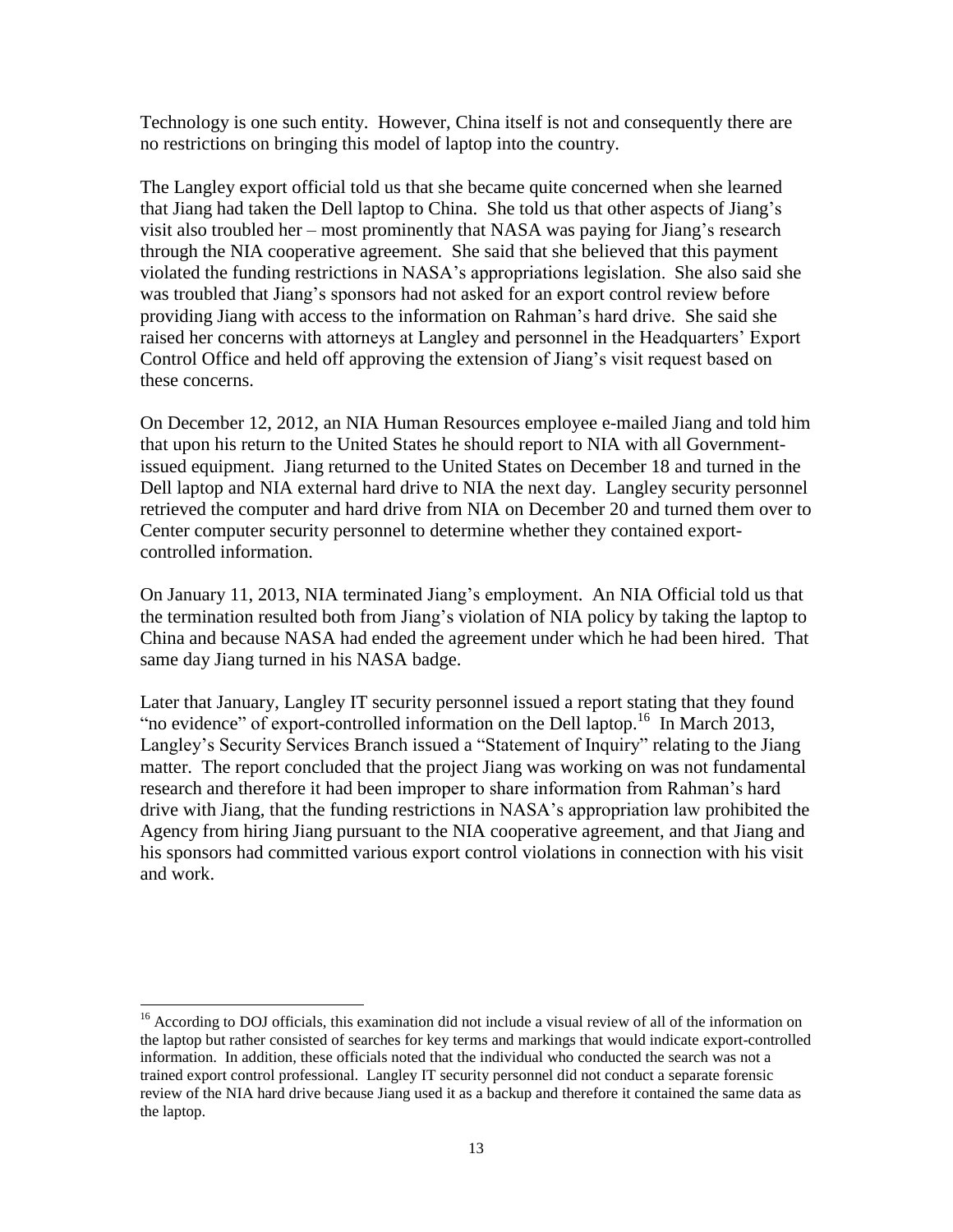Technology is one such entity. However, China itself is not and consequently there are no restrictions on bringing this model of laptop into the country.

The Langley export official told us that she became quite concerned when she learned that Jiang had taken the Dell laptop to China. She told us that other aspects of Jiang's visit also troubled her – most prominently that NASA was paying for Jiang's research through the NIA cooperative agreement. She said that she believed that this payment violated the funding restrictions in NASA's appropriations legislation. She also said she was troubled that Jiang's sponsors had not asked for an export control review before providing Jiang with access to the information on Rahman's hard drive. She said she raised her concerns with attorneys at Langley and personnel in the Headquarters' Export Control Office and held off approving the extension of Jiang's visit request based on these concerns.

On December 12, 2012, an NIA Human Resources employee e-mailed Jiang and told him that upon his return to the United States he should report to NIA with all Government-issued equipment. Jiang returned to the United States on December 18 and turned in the Dell laptop and NIA external hard drive to NIA the next day. Langley security personnel retrieved the computer and hard drive from NIA on December 20 and turned them over to Center computer security personnel to determine whether they contained export-controlled information.

On January 11, 2013, NIA terminated Jiang's employment. An NIA Official told us that the termination resulted both from Jiang's violation of NIA policy by taking the laptop to China and because NASA had ended the agreement under which he had been hired. That same day Jiang turned in his NASA badge.

Later that January, Langley IT security personnel issued a report stating that they found "no evidence" of export-controlled information on the Dell laptop.[16] In March 2013, Langley's Security Services Branch issued a "Statement of Inquiry" relating to the Jiang matter. The report concluded that the project Jiang was working on was not fundamental research and therefore it had been improper to share information from Rahman's hard drive with Jiang, that the funding restrictions in NASA's appropriation law prohibited the Agency from hiring Jiang pursuant to the NIA cooperative agreement, and that Jiang and his sponsors had committed various export control violations in connection with his visit and work.

---

[16] According to DOJ officials, this examination did not include a visual review of all of the information on the laptop but rather consisted of searches for key terms and markings that would indicate export-controlled information. In addition, these officials noted that the individual who conducted the search was not a trained export control professional. Langley IT security personnel did not conduct a separate forensic review of the NIA hard drive because Jiang used it as a backup and therefore it contained the same data as the laptop.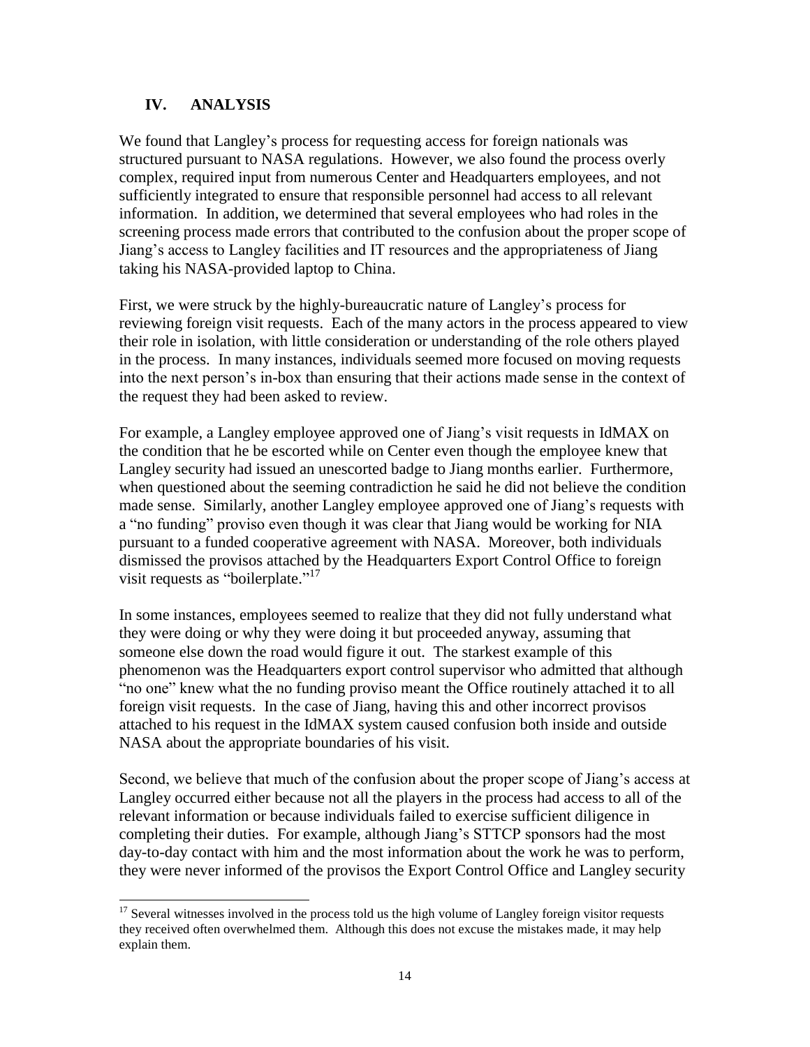## IV. ANALYSIS

We found that Langley's process for requesting access for foreign nationals was structured pursuant to NASA regulations. However, we also found the process overly complex, required input from numerous Center and Headquarters employees, and not sufficiently integrated to ensure that responsible personnel had access to all relevant information. In addition, we determined that several employees who had roles in the screening process made errors that contributed to the confusion about the proper scope of Jiang's access to Langley facilities and IT resources and the appropriateness of Jiang taking his NASA-provided laptop to China.

First, we were struck by the highly-bureaucratic nature of Langley's process for reviewing foreign visit requests. Each of the many actors in the process appeared to view their role in isolation, with little consideration or understanding of the role others played in the process. In many instances, individuals seemed more focused on moving requests into the next person's in-box than ensuring that their actions made sense in the context of the request they had been asked to review.

For example, a Langley employee approved one of Jiang's visit requests in IdMAX on the condition that he be escorted while on Center even though the employee knew that Langley security had issued an unescorted badge to Jiang months earlier. Furthermore, when questioned about the seeming contradiction he said he did not believe the condition made sense. Similarly, another Langley employee approved one of Jiang's requests with a "no funding" proviso even though it was clear that Jiang would be working for NIA pursuant to a funded cooperative agreement with NASA. Moreover, both individuals dismissed the provisos attached by the Headquarters Export Control Office to foreign visit requests as "boilerplate."[17]

In some instances, employees seemed to realize that they did not fully understand what they were doing or why they were doing it but proceeded anyway, assuming that someone else down the road would figure it out. The starkest example of this phenomenon was the Headquarters export control supervisor who admitted that although "no one" knew what the no funding proviso meant the Office routinely attached it to all foreign visit requests. In the case of Jiang, having this and other incorrect provisos attached to his request in the IdMAX system caused confusion both inside and outside NASA about the appropriate boundaries of his visit.

Second, we believe that much of the confusion about the proper scope of Jiang's access at Langley occurred either because not all the players in the process had access to all of the relevant information or because individuals failed to exercise sufficient diligence in completing their duties. For example, although Jiang's STTCP sponsors had the most day-to-day contact with him and the most information about the work he was to perform, they were never informed of the provisos the Export Control Office and Langley security

[17] Several witnesses involved in the process told us the high volume of Langley foreign visitor requests they received often overwhelmed them. Although this does not excuse the mistakes made, it may help explain them.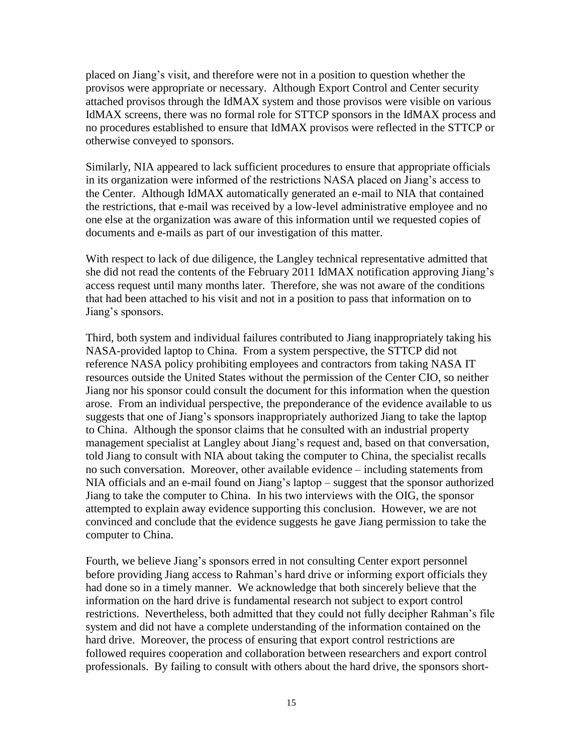placed on Jiang's visit, and therefore were not in a position to question whether the provisos were appropriate or necessary. Although Export Control and Center security attached provisos through the IdMAX system and those provisos were visible on various IdMAX screens, there was no formal role for STTCP sponsors in the IdMAX process and no procedures established to ensure that IdMAX provisos were reflected in the STTCP or otherwise conveyed to sponsors.

Similarly, NIA appeared to lack sufficient procedures to ensure that appropriate officials in its organization were informed of the restrictions NASA placed on Jiang's access to the Center. Although IdMAX automatically generated an e-mail to NIA that contained the restrictions, that e-mail was received by a low-level administrative employee and no one else at the organization was aware of this information until we requested copies of documents and e-mails as part of our investigation of this matter.

With respect to lack of due diligence, the Langley technical representative admitted that she did not read the contents of the February 2011 IdMAX notification approving Jiang's access request until many months later. Therefore, she was not aware of the conditions that had been attached to his visit and not in a position to pass that information on to Jiang's sponsors.

Third, both system and individual failures contributed to Jiang inappropriately taking his NASA-provided laptop to China. From a system perspective, the STTCP did not reference NASA policy prohibiting employees and contractors from taking NASA IT resources outside the United States without the permission of the Center CIO, so neither Jiang nor his sponsor could consult the document for this information when the question arose. From an individual perspective, the preponderance of the evidence available to us suggests that one of Jiang's sponsors inappropriately authorized Jiang to take the laptop to China. Although the sponsor claims that he consulted with an industrial property management specialist at Langley about Jiang's request and, based on that conversation, told Jiang to consult with NIA about taking the computer to China, the specialist recalls no such conversation. Moreover, other available evidence – including statements from NIA officials and an e-mail found on Jiang's laptop – suggest that the sponsor authorized Jiang to take the computer to China. In his two interviews with the OIG, the sponsor attempted to explain away evidence supporting this conclusion. However, we are not convinced and conclude that the evidence suggests he gave Jiang permission to take the computer to China.

Fourth, we believe Jiang's sponsors erred in not consulting Center export personnel before providing Jiang access to Rahman's hard drive or informing export officials they had done so in a timely manner. We acknowledge that both sincerely believe that the information on the hard drive is fundamental research not subject to export control restrictions. Nevertheless, both admitted that they could not fully decipher Rahman's file system and did not have a complete understanding of the information contained on the hard drive. Moreover, the process of ensuring that export control restrictions are followed requires cooperation and collaboration between researchers and export control professionals. By failing to consult with others about the hard drive, the sponsors short-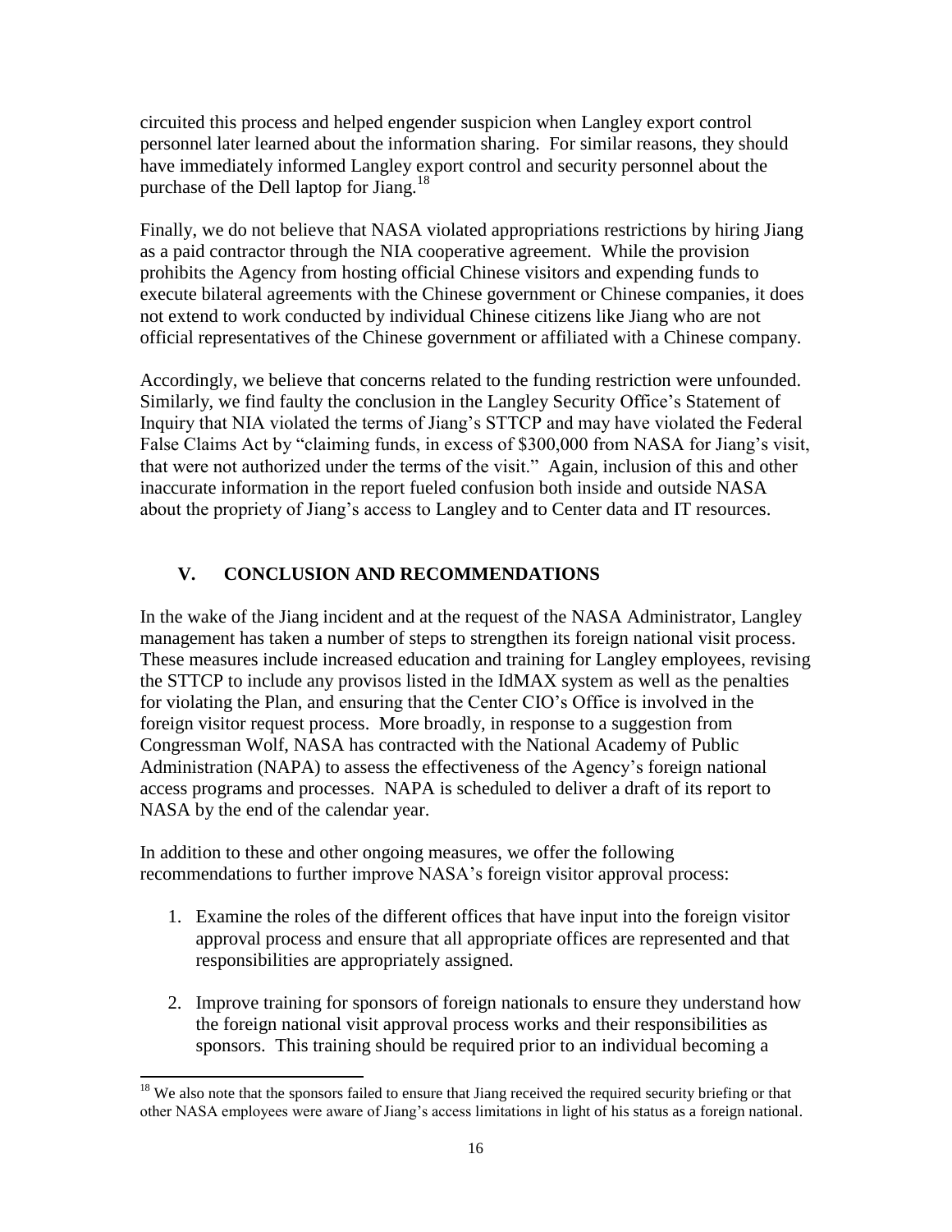circuited this process and helped engender suspicion when Langley export control personnel later learned about the information sharing. For similar reasons, they should have immediately informed Langley export control and security personnel about the purchase of the Dell laptop for Jiang.[18]

Finally, we do not believe that NASA violated appropriations restrictions by hiring Jiang as a paid contractor through the NIA cooperative agreement. While the provision prohibits the Agency from hosting official Chinese visitors and expending funds to execute bilateral agreements with the Chinese government or Chinese companies, it does not extend to work conducted by individual Chinese citizens like Jiang who are not official representatives of the Chinese government or affiliated with a Chinese company.

Accordingly, we believe that concerns related to the funding restriction were unfounded. Similarly, we find faulty the conclusion in the Langley Security Office's Statement of Inquiry that NIA violated the terms of Jiang's STTCP and may have violated the Federal False Claims Act by "claiming funds, in excess of $300,000 from NASA for Jiang's visit, that were not authorized under the terms of the visit." Again, inclusion of this and other inaccurate information in the report fueled confusion both inside and outside NASA about the propriety of Jiang's access to Langley and to Center data and IT resources.

## V. CONCLUSION AND RECOMMENDATIONS

In the wake of the Jiang incident and at the request of the NASA Administrator, Langley management has taken a number of steps to strengthen its foreign national visit process. These measures include increased education and training for Langley employees, revising the STTCP to include any provisos listed in the IdMAX system as well as the penalties for violating the Plan, and ensuring that the Center CIO's Office is involved in the foreign visitor request process. More broadly, in response to a suggestion from Congressman Wolf, NASA has contracted with the National Academy of Public Administration (NAPA) to assess the effectiveness of the Agency's foreign national access programs and processes. NAPA is scheduled to deliver a draft of its report to NASA by the end of the calendar year.

In addition to these and other ongoing measures, we offer the following recommendations to further improve NASA's foreign visitor approval process:

1. Examine the roles of the different offices that have input into the foreign visitor approval process and ensure that all appropriate offices are represented and that responsibilities are appropriately assigned.

2. Improve training for sponsors of foreign nationals to ensure they understand how the foreign national visit approval process works and their responsibilities as sponsors. This training should be required prior to an individual becoming a

---

[18] We also note that the sponsors failed to ensure that Jiang received the required security briefing or that other NASA employees were aware of Jiang's access limitations in light of his status as a foreign national.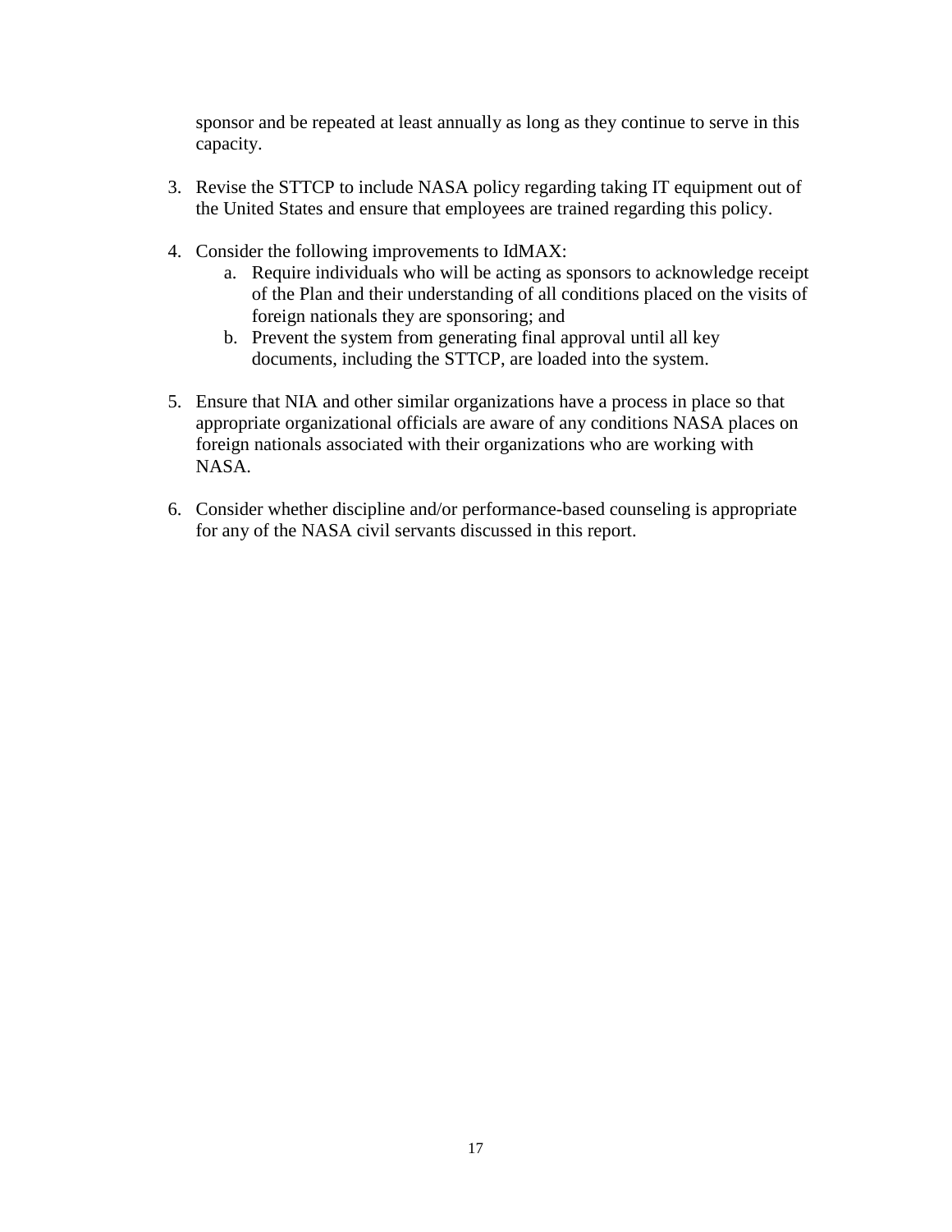sponsor and be repeated at least annually as long as they continue to serve in this capacity.

3. Revise the STTCP to include NASA policy regarding taking IT equipment out of the United States and ensure that employees are trained regarding this policy.

4. Consider the following improvements to IdMAX:
   a. Require individuals who will be acting as sponsors to acknowledge receipt of the Plan and their understanding of all conditions placed on the visits of foreign nationals they are sponsoring; and
   b. Prevent the system from generating final approval until all key documents, including the STTCP, are loaded into the system.

5. Ensure that NIA and other similar organizations have a process in place so that appropriate organizational officials are aware of any conditions NASA places on foreign nationals associated with their organizations who are working with NASA.

6. Consider whether discipline and/or performance-based counseling is appropriate for any of the NASA civil servants discussed in this report.